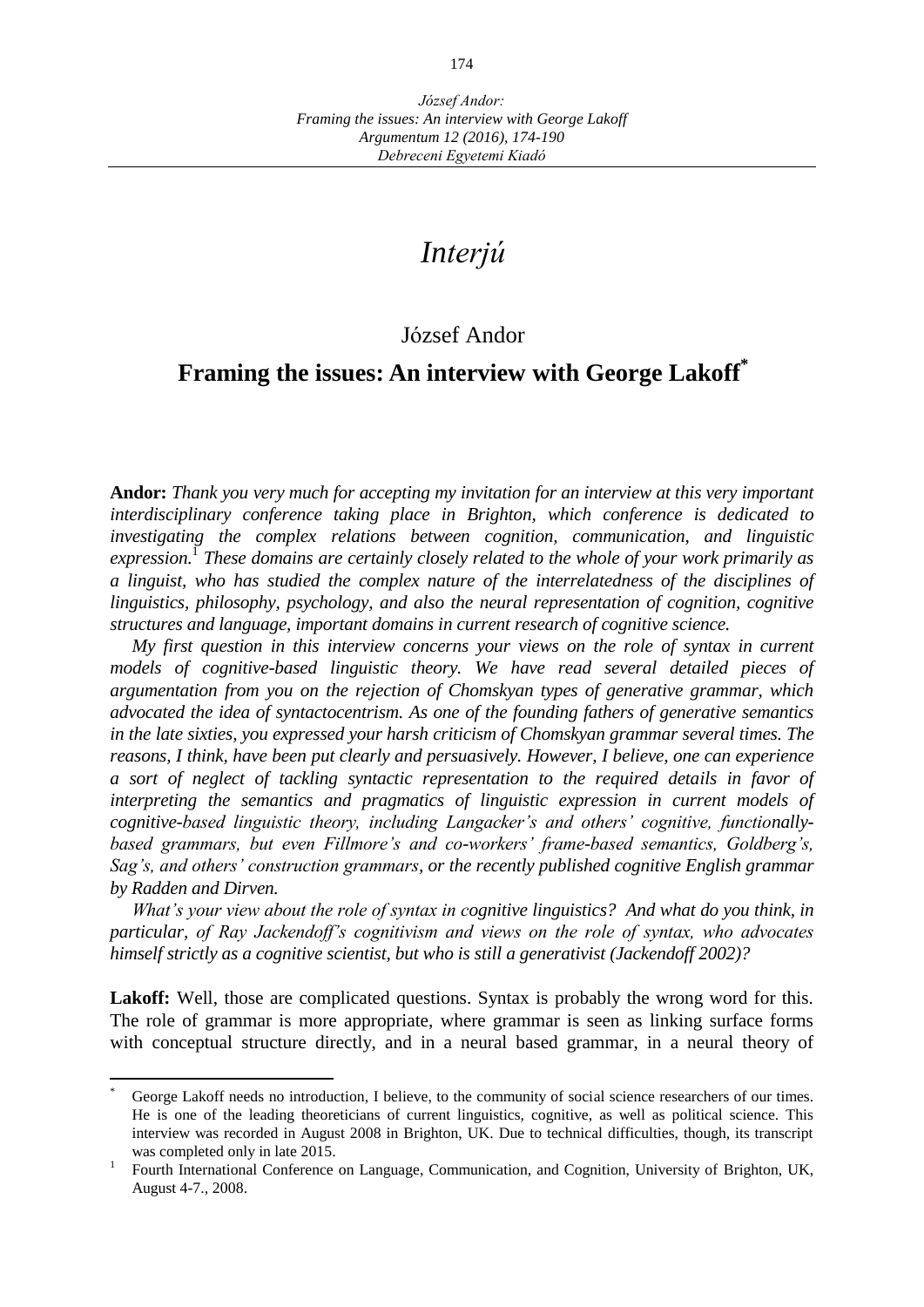# *Interjú*

József Andor

## Framing the issues: An interview with George Lakoff[*]

**Andor:** *Thank you very much for accepting my invitation for an interview at this very important interdisciplinary conference taking place in Brighton, which conference is dedicated to investigating the complex relations between cognition, communication, and linguistic expression.*[1] *These domains are certainly closely related to the whole of your work primarily as a linguist, who has studied the complex nature of the interrelatedness of the disciplines of linguistics, philosophy, psychology, and also the neural representation of cognition, cognitive structures and language, important domains in current research of cognitive science.*

*My first question in this interview concerns your views on the role of syntax in current models of cognitive-based linguistic theory. We have read several detailed pieces of argumentation from you on the rejection of Chomskyan types of generative grammar, which advocated the idea of syntactocentrism. As one of the founding fathers of generative semantics in the late sixties, you expressed your harsh criticism of Chomskyan grammar several times. The reasons, I think, have been put clearly and persuasively. However, I believe, one can experience a sort of neglect of tackling syntactic representation to the required details in favor of interpreting the semantics and pragmatics of linguistic expression in current models of cognitive-based linguistic theory, including Langacker's and others' cognitive, functionally-based grammars, but even Fillmore's and co-workers' frame-based semantics, Goldberg's, Sag's, and others' construction grammars, or the recently published cognitive English grammar by Radden and Dirven.*

*What's your view about the role of syntax in cognitive linguistics? And what do you think, in particular, of Ray Jackendoff's cognitivism and views on the role of syntax, who advocates himself strictly as a cognitive scientist, but who is still a generativist (Jackendoff 2002)?*

**Lakoff:** Well, those are complicated questions. Syntax is probably the wrong word for this. The role of grammar is more appropriate, where grammar is seen as linking surface forms with conceptual structure directly, and in a neural based grammar, in a neural theory of

---

[*] George Lakoff needs no introduction, I believe, to the community of social science researchers of our times. He is one of the leading theoreticians of current linguistics, cognitive, as well as political science. This interview was recorded in August 2008 in Brighton, UK. Due to technical difficulties, though, its transcript was completed only in late 2015.

[1] Fourth International Conference on Language, Communication, and Cognition, University of Brighton, UK, August 4-7., 2008.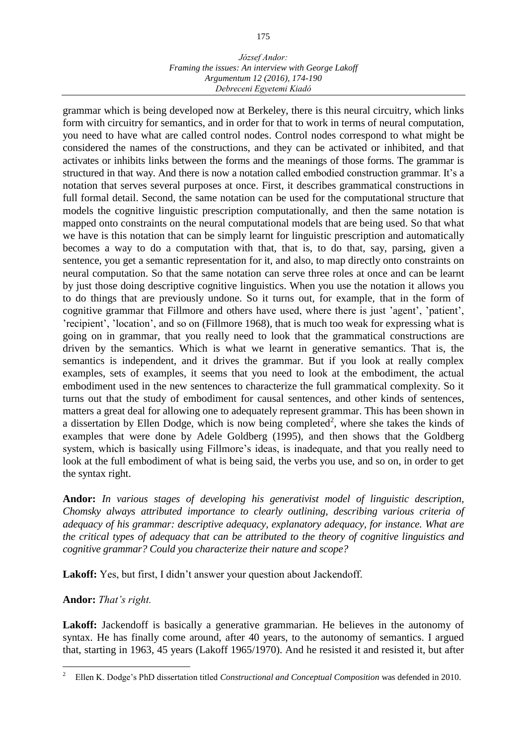grammar which is being developed now at Berkeley, there is this neural circuitry, which links form with circuitry for semantics, and in order for that to work in terms of neural computation, you need to have what are called control nodes. Control nodes correspond to what might be considered the names of the constructions, and they can be activated or inhibited, and that activates or inhibits links between the forms and the meanings of those forms. The grammar is structured in that way. And there is now a notation called embodied construction grammar. It's a notation that serves several purposes at once. First, it describes grammatical constructions in full formal detail. Second, the same notation can be used for the computational structure that models the cognitive linguistic prescription computationally, and then the same notation is mapped onto constraints on the neural computational models that are being used. So that what we have is this notation that can be simply learnt for linguistic prescription and automatically becomes a way to do a computation with that, that is, to do that, say, parsing, given a sentence, you get a semantic representation for it, and also, to map directly onto constraints on neural computation. So that the same notation can serve three roles at once and can be learnt by just those doing descriptive cognitive linguistics. When you use the notation it allows you to do things that are previously undone. So it turns out, for example, that in the form of cognitive grammar that Fillmore and others have used, where there is just 'agent', 'patient', 'recipient', 'location', and so on (Fillmore 1968), that is much too weak for expressing what is going on in grammar, that you really need to look that the grammatical constructions are driven by the semantics. Which is what we learnt in generative semantics. That is, the semantics is independent, and it drives the grammar. But if you look at really complex examples, sets of examples, it seems that you need to look at the embodiment, the actual embodiment used in the new sentences to characterize the full grammatical complexity. So it turns out that the study of embodiment for causal sentences, and other kinds of sentences, matters a great deal for allowing one to adequately represent grammar. This has been shown in a dissertation by Ellen Dodge, which is now being completed[2], where she takes the kinds of examples that were done by Adele Goldberg (1995), and then shows that the Goldberg system, which is basically using Fillmore's ideas, is inadequate, and that you really need to look at the full embodiment of what is being said, the verbs you use, and so on, in order to get the syntax right.

**Andor:** *In various stages of developing his generativist model of linguistic description, Chomsky always attributed importance to clearly outlining, describing various criteria of adequacy of his grammar: descriptive adequacy, explanatory adequacy, for instance. What are the critical types of adequacy that can be attributed to the theory of cognitive linguistics and cognitive grammar? Could you characterize their nature and scope?*

**Lakoff:** Yes, but first, I didn't answer your question about Jackendoff.

**Andor:** *That's right.*

**Lakoff:** Jackendoff is basically a generative grammarian. He believes in the autonomy of syntax. He has finally come around, after 40 years, to the autonomy of semantics. I argued that, starting in 1963, 45 years (Lakoff 1965/1970). And he resisted it and resisted it, but after

---

[2] Ellen K. Dodge's PhD dissertation titled *Constructional and Conceptual Composition* was defended in 2010.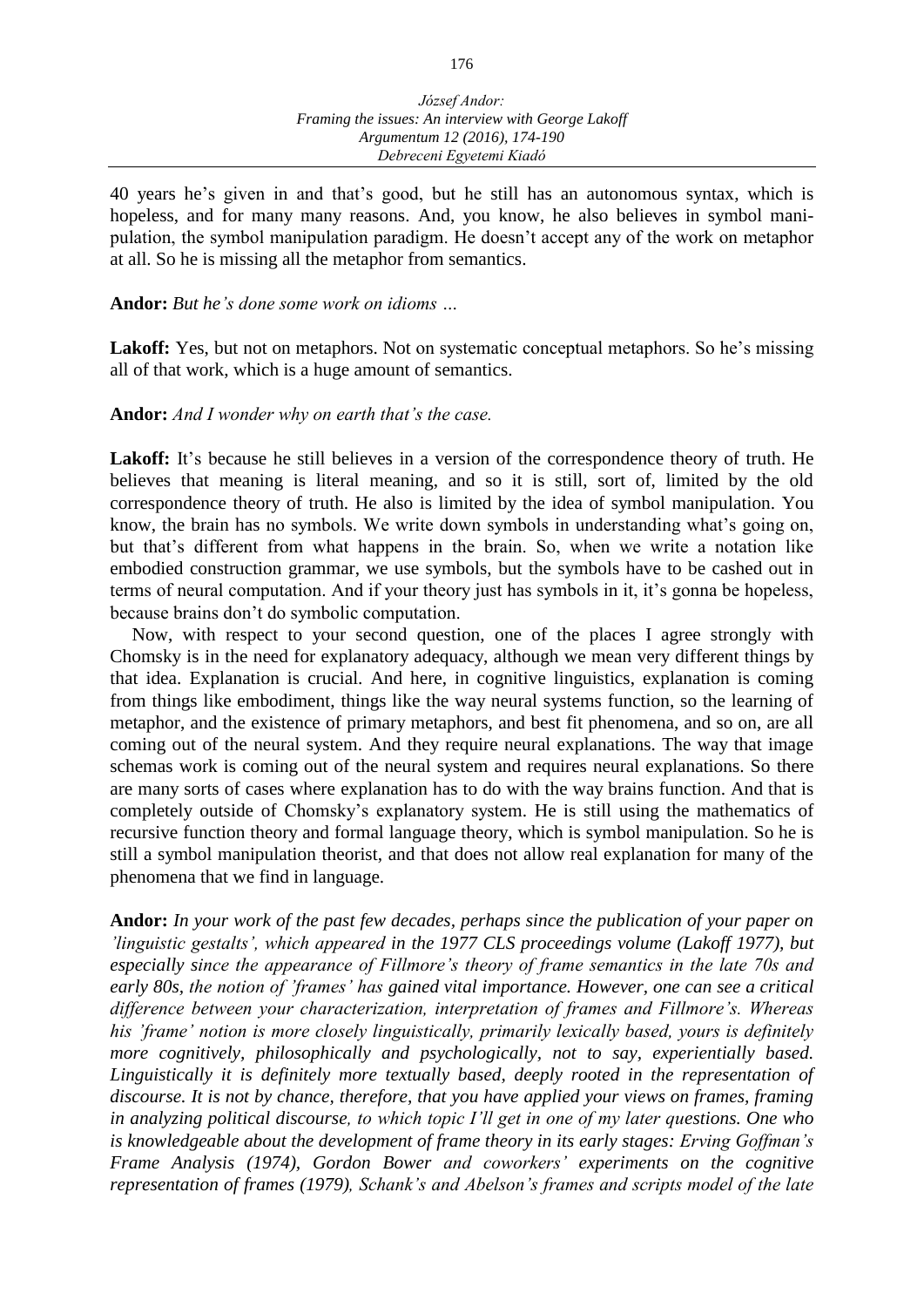40 years he's given in and that's good, but he still has an autonomous syntax, which is hopeless, and for many many reasons. And, you know, he also believes in symbol manipulation, the symbol manipulation paradigm. He doesn't accept any of the work on metaphor at all. So he is missing all the metaphor from semantics.

**Andor:** *But he's done some work on idioms …*

**Lakoff:** Yes, but not on metaphors. Not on systematic conceptual metaphors. So he's missing all of that work, which is a huge amount of semantics.

**Andor:** *And I wonder why on earth that's the case.*

**Lakoff:** It's because he still believes in a version of the correspondence theory of truth. He believes that meaning is literal meaning, and so it is still, sort of, limited by the old correspondence theory of truth. He also is limited by the idea of symbol manipulation. You know, the brain has no symbols. We write down symbols in understanding what's going on, but that's different from what happens in the brain. So, when we write a notation like embodied construction grammar, we use symbols, but the symbols have to be cashed out in terms of neural computation. And if your theory just has symbols in it, it's gonna be hopeless, because brains don't do symbolic computation.

Now, with respect to your second question, one of the places I agree strongly with Chomsky is in the need for explanatory adequacy, although we mean very different things by that idea. Explanation is crucial. And here, in cognitive linguistics, explanation is coming from things like embodiment, things like the way neural systems function, so the learning of metaphor, and the existence of primary metaphors, and best fit phenomena, and so on, are all coming out of the neural system. And they require neural explanations. The way that image schemas work is coming out of the neural system and requires neural explanations. So there are many sorts of cases where explanation has to do with the way brains function. And that is completely outside of Chomsky's explanatory system. He is still using the mathematics of recursive function theory and formal language theory, which is symbol manipulation. So he is still a symbol manipulation theorist, and that does not allow real explanation for many of the phenomena that we find in language.

**Andor:** *In your work of the past few decades, perhaps since the publication of your paper on 'linguistic gestalts', which appeared in the 1977 CLS proceedings volume (Lakoff 1977), but especially since the appearance of Fillmore's theory of frame semantics in the late 70s and early 80s, the notion of 'frames' has gained vital importance. However, one can see a critical difference between your characterization, interpretation of frames and Fillmore's. Whereas his 'frame' notion is more closely linguistically, primarily lexically based, yours is definitely more cognitively, philosophically and psychologically, not to say, experientially based. Linguistically it is definitely more textually based, deeply rooted in the representation of discourse. It is not by chance, therefore, that you have applied your views on frames, framing in analyzing political discourse, to which topic I'll get in one of my later questions. One who is knowledgeable about the development of frame theory in its early stages: Erving Goffman's Frame Analysis (1974), Gordon Bower and coworkers' experiments on the cognitive representation of frames (1979), Schank's and Abelson's frames and scripts model of the late*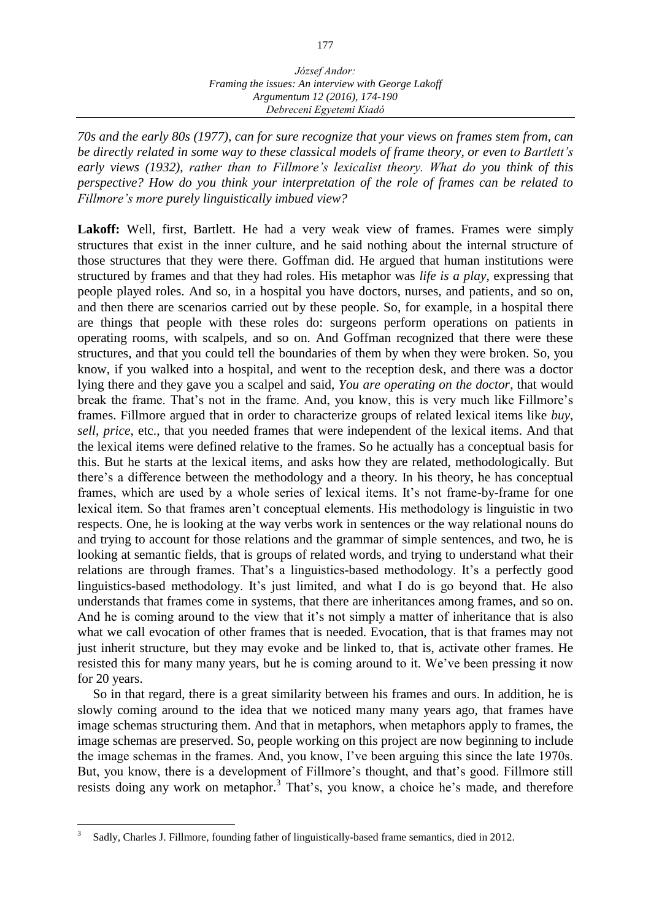*70s and the early 80s (1977), can for sure recognize that your views on frames stem from, can be directly related in some way to these classical models of frame theory, or even to Bartlett's early views (1932), rather than to Fillmore's lexicalist theory. What do you think of this perspective? How do you think your interpretation of the role of frames can be related to Fillmore's more purely linguistically imbued view?*

**Lakoff:** Well, first, Bartlett. He had a very weak view of frames. Frames were simply structures that exist in the inner culture, and he said nothing about the internal structure of those structures that they were there. Goffman did. He argued that human institutions were structured by frames and that they had roles. His metaphor was *life is a play*, expressing that people played roles. And so, in a hospital you have doctors, nurses, and patients, and so on, and then there are scenarios carried out by these people. So, for example, in a hospital there are things that people with these roles do: surgeons perform operations on patients in operating rooms, with scalpels, and so on. And Goffman recognized that there were these structures, and that you could tell the boundaries of them by when they were broken. So, you know, if you walked into a hospital, and went to the reception desk, and there was a doctor lying there and they gave you a scalpel and said, *You are operating on the doctor*, that would break the frame. That's not in the frame. And, you know, this is very much like Fillmore's frames. Fillmore argued that in order to characterize groups of related lexical items like *buy*, *sell*, *price*, etc., that you needed frames that were independent of the lexical items. And that the lexical items were defined relative to the frames. So he actually has a conceptual basis for this. But he starts at the lexical items, and asks how they are related, methodologically. But there's a difference between the methodology and a theory. In his theory, he has conceptual frames, which are used by a whole series of lexical items. It's not frame-by-frame for one lexical item. So that frames aren't conceptual elements. His methodology is linguistic in two respects. One, he is looking at the way verbs work in sentences or the way relational nouns do and trying to account for those relations and the grammar of simple sentences, and two, he is looking at semantic fields, that is groups of related words, and trying to understand what their relations are through frames. That's a linguistics-based methodology. It's a perfectly good linguistics-based methodology. It's just limited, and what I do is go beyond that. He also understands that frames come in systems, that there are inheritances among frames, and so on. And he is coming around to the view that it's not simply a matter of inheritance that is also what we call evocation of other frames that is needed. Evocation, that is that frames may not just inherit structure, but they may evoke and be linked to, that is, activate other frames. He resisted this for many many years, but he is coming around to it. We've been pressing it now for 20 years.

So in that regard, there is a great similarity between his frames and ours. In addition, he is slowly coming around to the idea that we noticed many many years ago, that frames have image schemas structuring them. And that in metaphors, when metaphors apply to frames, the image schemas are preserved. So, people working on this project are now beginning to include the image schemas in the frames. And, you know, I've been arguing this since the late 1970s. But, you know, there is a development of Fillmore's thought, and that's good. Fillmore still resists doing any work on metaphor.[3] That's, you know, a choice he's made, and therefore

[3] Sadly, Charles J. Fillmore, founding father of linguistically-based frame semantics, died in 2012.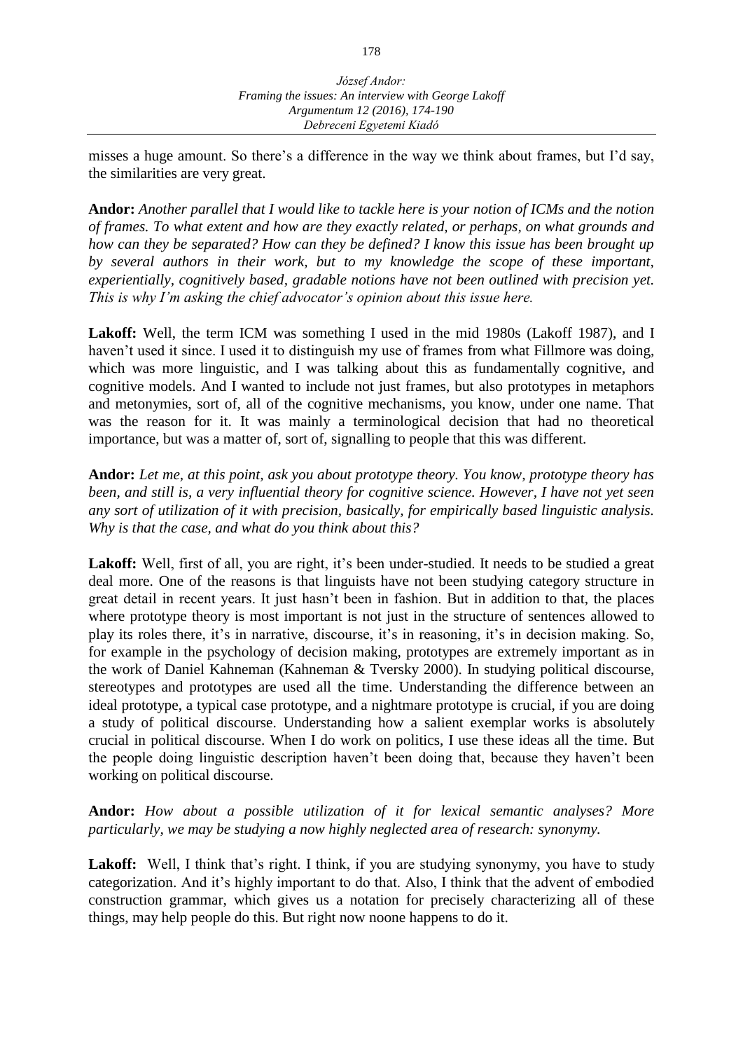misses a huge amount. So there's a difference in the way we think about frames, but I'd say, the similarities are very great.

**Andor:** *Another parallel that I would like to tackle here is your notion of ICMs and the notion of frames. To what extent and how are they exactly related, or perhaps, on what grounds and how can they be separated? How can they be defined? I know this issue has been brought up by several authors in their work, but to my knowledge the scope of these important, experientially, cognitively based, gradable notions have not been outlined with precision yet. This is why I'm asking the chief advocator's opinion about this issue here.*

**Lakoff:** Well, the term ICM was something I used in the mid 1980s (Lakoff 1987), and I haven't used it since. I used it to distinguish my use of frames from what Fillmore was doing, which was more linguistic, and I was talking about this as fundamentally cognitive, and cognitive models. And I wanted to include not just frames, but also prototypes in metaphors and metonymies, sort of, all of the cognitive mechanisms, you know, under one name. That was the reason for it. It was mainly a terminological decision that had no theoretical importance, but was a matter of, sort of, signalling to people that this was different.

**Andor:** *Let me, at this point, ask you about prototype theory. You know, prototype theory has been, and still is, a very influential theory for cognitive science. However, I have not yet seen any sort of utilization of it with precision, basically, for empirically based linguistic analysis. Why is that the case, and what do you think about this?*

**Lakoff:** Well, first of all, you are right, it's been under-studied. It needs to be studied a great deal more. One of the reasons is that linguists have not been studying category structure in great detail in recent years. It just hasn't been in fashion. But in addition to that, the places where prototype theory is most important is not just in the structure of sentences allowed to play its roles there, it's in narrative, discourse, it's in reasoning, it's in decision making. So, for example in the psychology of decision making, prototypes are extremely important as in the work of Daniel Kahneman (Kahneman & Tversky 2000). In studying political discourse, stereotypes and prototypes are used all the time. Understanding the difference between an ideal prototype, a typical case prototype, and a nightmare prototype is crucial, if you are doing a study of political discourse. Understanding how a salient exemplar works is absolutely crucial in political discourse. When I do work on politics, I use these ideas all the time. But the people doing linguistic description haven't been doing that, because they haven't been working on political discourse.

**Andor:** *How about a possible utilization of it for lexical semantic analyses? More particularly, we may be studying a now highly neglected area of research: synonymy.*

**Lakoff:** Well, I think that's right. I think, if you are studying synonymy, you have to study categorization. And it's highly important to do that. Also, I think that the advent of embodied construction grammar, which gives us a notation for precisely characterizing all of these things, may help people do this. But right now noone happens to do it.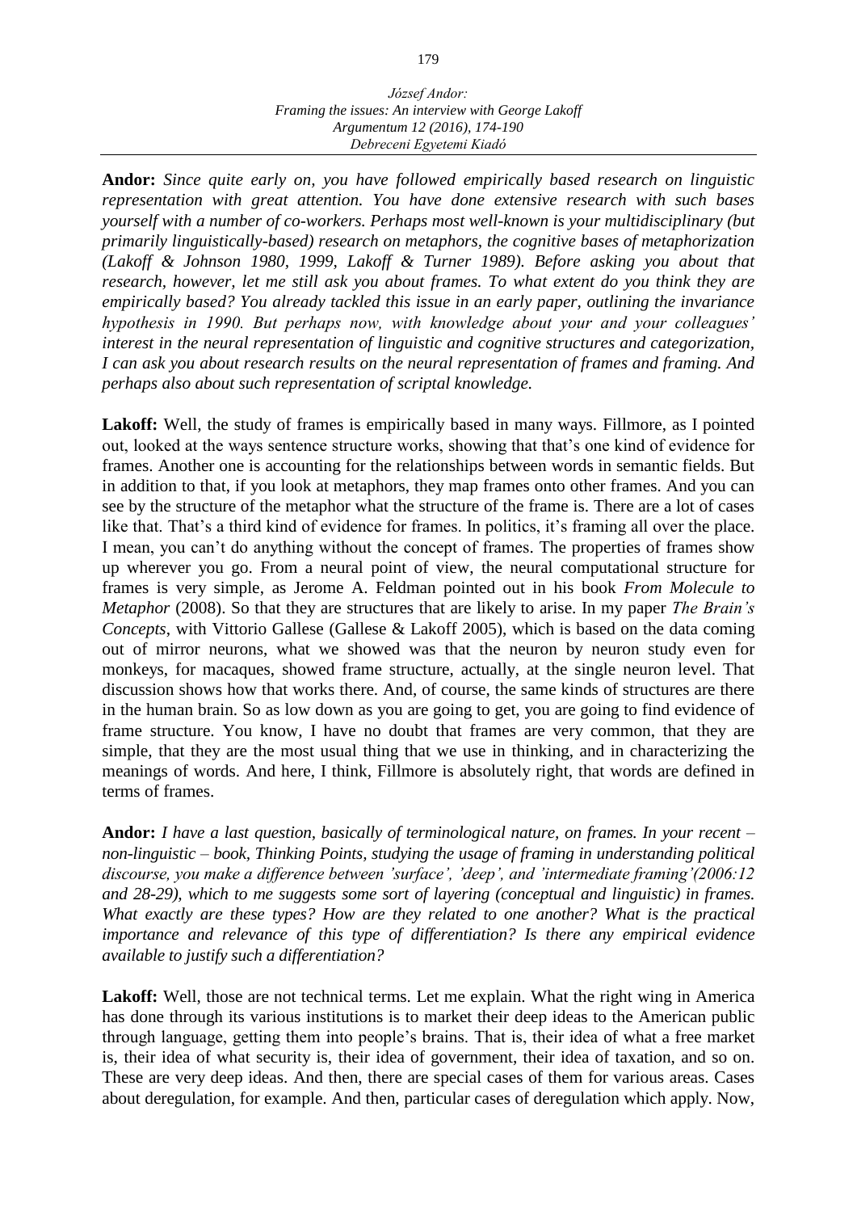**Andor:** *Since quite early on, you have followed empirically based research on linguistic representation with great attention. You have done extensive research with such bases yourself with a number of co-workers. Perhaps most well-known is your multidisciplinary (but primarily linguistically-based) research on metaphors, the cognitive bases of metaphorization (Lakoff & Johnson 1980, 1999, Lakoff & Turner 1989). Before asking you about that research, however, let me still ask you about frames. To what extent do you think they are empirically based? You already tackled this issue in an early paper, outlining the invariance hypothesis in 1990. But perhaps now, with knowledge about your and your colleagues' interest in the neural representation of linguistic and cognitive structures and categorization, I can ask you about research results on the neural representation of frames and framing. And perhaps also about such representation of scriptal knowledge.*

**Lakoff:** Well, the study of frames is empirically based in many ways. Fillmore, as I pointed out, looked at the ways sentence structure works, showing that that's one kind of evidence for frames. Another one is accounting for the relationships between words in semantic fields. But in addition to that, if you look at metaphors, they map frames onto other frames. And you can see by the structure of the metaphor what the structure of the frame is. There are a lot of cases like that. That's a third kind of evidence for frames. In politics, it's framing all over the place. I mean, you can't do anything without the concept of frames. The properties of frames show up wherever you go. From a neural point of view, the neural computational structure for frames is very simple, as Jerome A. Feldman pointed out in his book *From Molecule to Metaphor* (2008). So that they are structures that are likely to arise. In my paper *The Brain's Concepts*, with Vittorio Gallese (Gallese & Lakoff 2005), which is based on the data coming out of mirror neurons, what we showed was that the neuron by neuron study even for monkeys, for macaques, showed frame structure, actually, at the single neuron level. That discussion shows how that works there. And, of course, the same kinds of structures are there in the human brain. So as low down as you are going to get, you are going to find evidence of frame structure. You know, I have no doubt that frames are very common, that they are simple, that they are the most usual thing that we use in thinking, and in characterizing the meanings of words. And here, I think, Fillmore is absolutely right, that words are defined in terms of frames.

**Andor:** *I have a last question, basically of terminological nature, on frames. In your recent – non-linguistic – book, Thinking Points, studying the usage of framing in understanding political discourse, you make a difference between 'surface', 'deep', and 'intermediate framing'(2006:12 and 28-29), which to me suggests some sort of layering (conceptual and linguistic) in frames. What exactly are these types? How are they related to one another? What is the practical importance and relevance of this type of differentiation? Is there any empirical evidence available to justify such a differentiation?*

**Lakoff:** Well, those are not technical terms. Let me explain. What the right wing in America has done through its various institutions is to market their deep ideas to the American public through language, getting them into people's brains. That is, their idea of what a free market is, their idea of what security is, their idea of government, their idea of taxation, and so on. These are very deep ideas. And then, there are special cases of them for various areas. Cases about deregulation, for example. And then, particular cases of deregulation which apply. Now,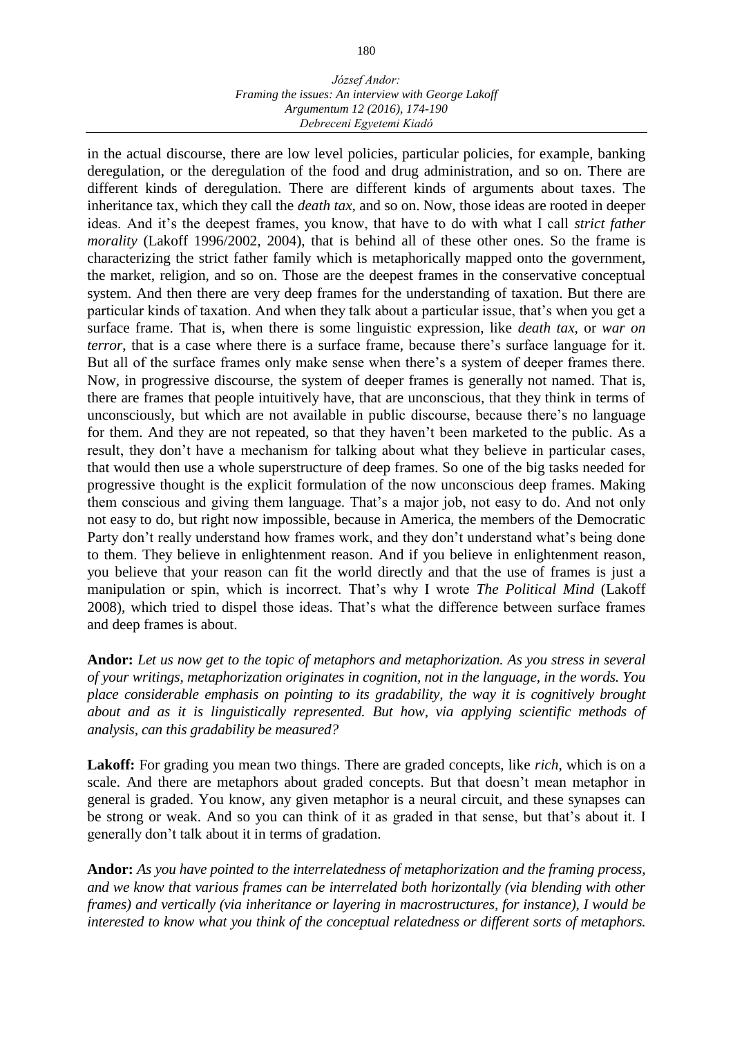in the actual discourse, there are low level policies, particular policies, for example, banking deregulation, or the deregulation of the food and drug administration, and so on. There are different kinds of deregulation. There are different kinds of arguments about taxes. The inheritance tax, which they call the *death tax*, and so on. Now, those ideas are rooted in deeper ideas. And it's the deepest frames, you know, that have to do with what I call *strict father morality* (Lakoff 1996/2002, 2004), that is behind all of these other ones. So the frame is characterizing the strict father family which is metaphorically mapped onto the government, the market, religion, and so on. Those are the deepest frames in the conservative conceptual system. And then there are very deep frames for the understanding of taxation. But there are particular kinds of taxation. And when they talk about a particular issue, that's when you get a surface frame. That is, when there is some linguistic expression, like *death tax*, or *war on terror*, that is a case where there is a surface frame, because there's surface language for it. But all of the surface frames only make sense when there's a system of deeper frames there. Now, in progressive discourse, the system of deeper frames is generally not named. That is, there are frames that people intuitively have, that are unconscious, that they think in terms of unconsciously, but which are not available in public discourse, because there's no language for them. And they are not repeated, so that they haven't been marketed to the public. As a result, they don't have a mechanism for talking about what they believe in particular cases, that would then use a whole superstructure of deep frames. So one of the big tasks needed for progressive thought is the explicit formulation of the now unconscious deep frames. Making them conscious and giving them language. That's a major job, not easy to do. And not only not easy to do, but right now impossible, because in America, the members of the Democratic Party don't really understand how frames work, and they don't understand what's being done to them. They believe in enlightenment reason. And if you believe in enlightenment reason, you believe that your reason can fit the world directly and that the use of frames is just a manipulation or spin, which is incorrect. That's why I wrote *The Political Mind* (Lakoff 2008), which tried to dispel those ideas. That's what the difference between surface frames and deep frames is about.

**Andor:** *Let us now get to the topic of metaphors and metaphorization. As you stress in several of your writings, metaphorization originates in cognition, not in the language, in the words. You place considerable emphasis on pointing to its gradability, the way it is cognitively brought about and as it is linguistically represented. But how, via applying scientific methods of analysis, can this gradability be measured?*

**Lakoff:** For grading you mean two things. There are graded concepts, like *rich*, which is on a scale. And there are metaphors about graded concepts. But that doesn't mean metaphor in general is graded. You know, any given metaphor is a neural circuit, and these synapses can be strong or weak. And so you can think of it as graded in that sense, but that's about it. I generally don't talk about it in terms of gradation.

**Andor:** *As you have pointed to the interrelatedness of metaphorization and the framing process, and we know that various frames can be interrelated both horizontally (via blending with other frames) and vertically (via inheritance or layering in macrostructures, for instance), I would be interested to know what you think of the conceptual relatedness or different sorts of metaphors.*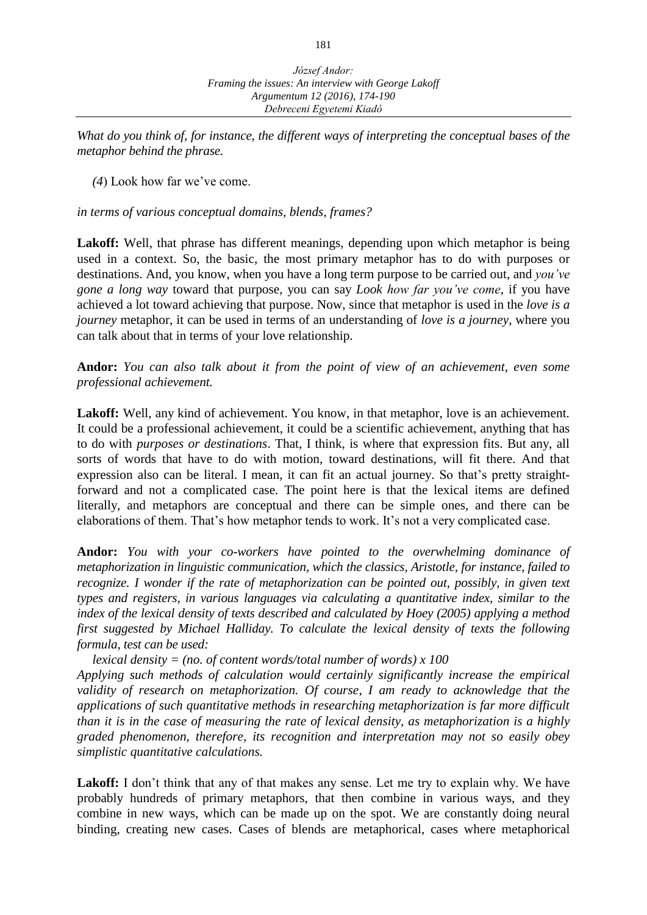*What do you think of, for instance, the different ways of interpreting the conceptual bases of the metaphor behind the phrase.*

*(4*) Look how far we've come.

*in terms of various conceptual domains, blends, frames?*

**Lakoff:** Well, that phrase has different meanings, depending upon which metaphor is being used in a context. So, the basic, the most primary metaphor has to do with purposes or destinations. And, you know, when you have a long term purpose to be carried out, and *you've gone a long way* toward that purpose, you can say *Look how far you've come*, if you have achieved a lot toward achieving that purpose. Now, since that metaphor is used in the *love is a journey* metaphor, it can be used in terms of an understanding of *love is a journey*, where you can talk about that in terms of your love relationship.

**Andor:** *You can also talk about it from the point of view of an achievement, even some professional achievement.*

**Lakoff:** Well, any kind of achievement. You know, in that metaphor, love is an achievement. It could be a professional achievement, it could be a scientific achievement, anything that has to do with *purposes or destinations*. That, I think, is where that expression fits. But any, all sorts of words that have to do with motion, toward destinations, will fit there. And that expression also can be literal. I mean, it can fit an actual journey. So that's pretty straight-forward and not a complicated case. The point here is that the lexical items are defined literally, and metaphors are conceptual and there can be simple ones, and there can be elaborations of them. That's how metaphor tends to work. It's not a very complicated case.

**Andor:** *You with your co-workers have pointed to the overwhelming dominance of metaphorization in linguistic communication, which the classics, Aristotle, for instance, failed to recognize. I wonder if the rate of metaphorization can be pointed out, possibly, in given text types and registers, in various languages via calculating a quantitative index, similar to the index of the lexical density of texts described and calculated by Hoey (2005) applying a method first suggested by Michael Halliday. To calculate the lexical density of texts the following formula, test can be used:*

*lexical density = (no. of content words/total number of words) x 100*

*Applying such methods of calculation would certainly significantly increase the empirical validity of research on metaphorization. Of course, I am ready to acknowledge that the applications of such quantitative methods in researching metaphorization is far more difficult than it is in the case of measuring the rate of lexical density, as metaphorization is a highly graded phenomenon, therefore, its recognition and interpretation may not so easily obey simplistic quantitative calculations.*

**Lakoff:** I don't think that any of that makes any sense. Let me try to explain why. We have probably hundreds of primary metaphors, that then combine in various ways, and they combine in new ways, which can be made up on the spot. We are constantly doing neural binding, creating new cases. Cases of blends are metaphorical, cases where metaphorical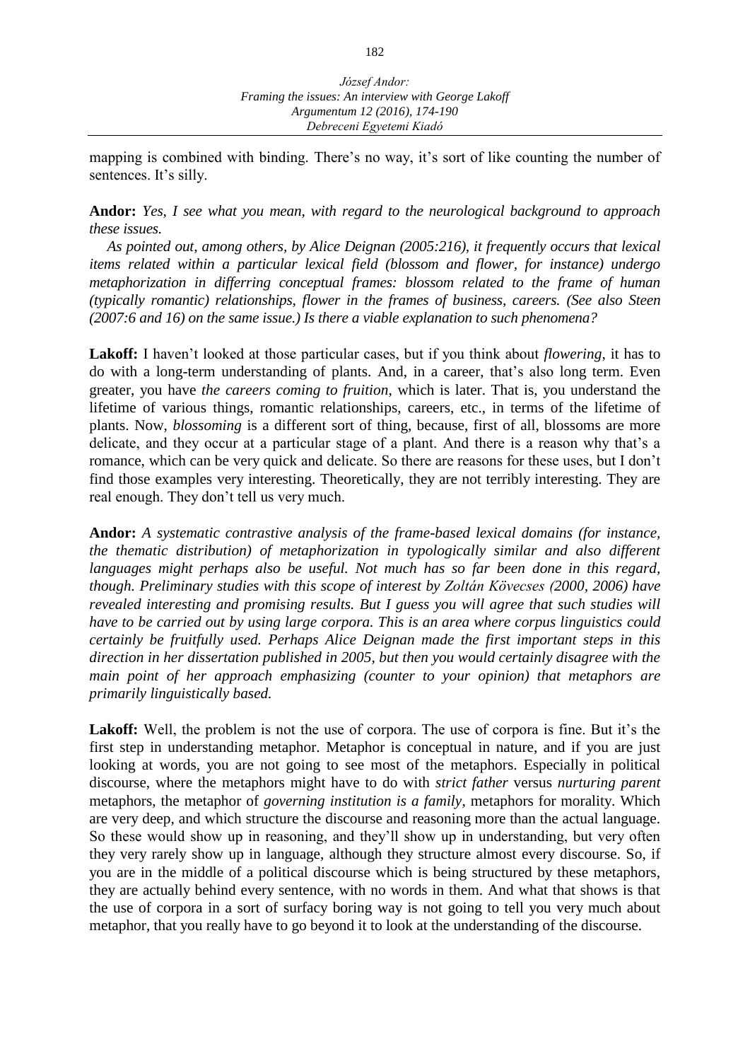mapping is combined with binding. There's no way, it's sort of like counting the number of sentences. It's silly.

**Andor:** *Yes, I see what you mean, with regard to the neurological background to approach these issues.*

*As pointed out, among others, by Alice Deignan (2005:216), it frequently occurs that lexical items related within a particular lexical field (blossom and flower, for instance) undergo metaphorization in differring conceptual frames: blossom related to the frame of human (typically romantic) relationships, flower in the frames of business, careers. (See also Steen (2007:6 and 16) on the same issue.) Is there a viable explanation to such phenomena?*

**Lakoff:** I haven't looked at those particular cases, but if you think about *flowering*, it has to do with a long-term understanding of plants. And, in a career, that's also long term. Even greater, you have *the careers coming to fruition*, which is later. That is, you understand the lifetime of various things, romantic relationships, careers, etc., in terms of the lifetime of plants. Now, *blossoming* is a different sort of thing, because, first of all, blossoms are more delicate, and they occur at a particular stage of a plant. And there is a reason why that's a romance, which can be very quick and delicate. So there are reasons for these uses, but I don't find those examples very interesting. Theoretically, they are not terribly interesting. They are real enough. They don't tell us very much.

**Andor:** *A systematic contrastive analysis of the frame-based lexical domains (for instance, the thematic distribution) of metaphorization in typologically similar and also different languages might perhaps also be useful. Not much has so far been done in this regard, though. Preliminary studies with this scope of interest by Zoltán Kövecses (2000, 2006) have revealed interesting and promising results. But I guess you will agree that such studies will have to be carried out by using large corpora. This is an area where corpus linguistics could certainly be fruitfully used. Perhaps Alice Deignan made the first important steps in this direction in her dissertation published in 2005, but then you would certainly disagree with the main point of her approach emphasizing (counter to your opinion) that metaphors are primarily linguistically based.*

**Lakoff:** Well, the problem is not the use of corpora. The use of corpora is fine. But it's the first step in understanding metaphor. Metaphor is conceptual in nature, and if you are just looking at words, you are not going to see most of the metaphors. Especially in political discourse, where the metaphors might have to do with *strict father* versus *nurturing parent* metaphors, the metaphor of *governing institution is a family*, metaphors for morality. Which are very deep, and which structure the discourse and reasoning more than the actual language. So these would show up in reasoning, and they'll show up in understanding, but very often they very rarely show up in language, although they structure almost every discourse. So, if you are in the middle of a political discourse which is being structured by these metaphors, they are actually behind every sentence, with no words in them. And what that shows is that the use of corpora in a sort of surfacy boring way is not going to tell you very much about metaphor, that you really have to go beyond it to look at the understanding of the discourse.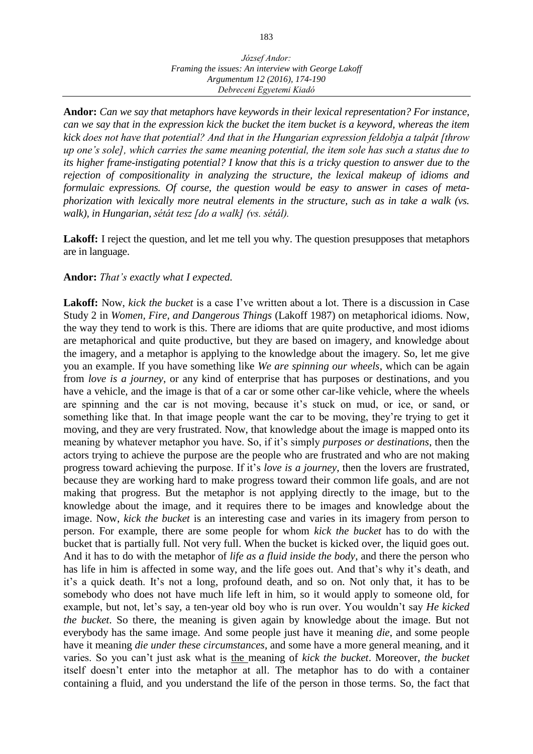**Andor:** *Can we say that metaphors have keywords in their lexical representation? For instance, can we say that in the expression kick the bucket the item bucket is a keyword, whereas the item kick does not have that potential? And that in the Hungarian expression feldobja a talpát [throw up one's sole], which carries the same meaning potential, the item sole has such a status due to its higher frame-instigating potential? I know that this is a tricky question to answer due to the rejection of compositionality in analyzing the structure, the lexical makeup of idioms and formulaic expressions. Of course, the question would be easy to answer in cases of metaphorization with lexically more neutral elements in the structure, such as in take a walk (vs. walk), in Hungarian, sétát tesz [do a walk] (vs. sétál).*

**Lakoff:** I reject the question, and let me tell you why. The question presupposes that metaphors are in language.

**Andor:** *That's exactly what I expected.*

**Lakoff:** Now, *kick the bucket* is a case I've written about a lot. There is a discussion in Case Study 2 in *Women, Fire, and Dangerous Things* (Lakoff 1987) on metaphorical idioms. Now, the way they tend to work is this. There are idioms that are quite productive, and most idioms are metaphorical and quite productive, but they are based on imagery, and knowledge about the imagery, and a metaphor is applying to the knowledge about the imagery. So, let me give you an example. If you have something like *We are spinning our wheels*, which can be again from *love is a journey*, or any kind of enterprise that has purposes or destinations, and you have a vehicle, and the image is that of a car or some other car-like vehicle, where the wheels are spinning and the car is not moving, because it's stuck on mud, or ice, or sand, or something like that. In that image people want the car to be moving, they're trying to get it moving, and they are very frustrated. Now, that knowledge about the image is mapped onto its meaning by whatever metaphor you have. So, if it's simply *purposes or destinations*, then the actors trying to achieve the purpose are the people who are frustrated and who are not making progress toward achieving the purpose. If it's *love is a journey*, then the lovers are frustrated, because they are working hard to make progress toward their common life goals, and are not making that progress. But the metaphor is not applying directly to the image, but to the knowledge about the image, and it requires there to be images and knowledge about the image. Now, *kick the bucket* is an interesting case and varies in its imagery from person to person. For example, there are some people for whom *kick the bucket* has to do with the bucket that is partially full. Not very full. When the bucket is kicked over, the liquid goes out. And it has to do with the metaphor of *life as a fluid inside the body*, and there the person who has life in him is affected in some way, and the life goes out. And that's why it's death, and it's a quick death. It's not a long, profound death, and so on. Not only that, it has to be somebody who does not have much life left in him, so it would apply to someone old, for example, but not, let's say, a ten-year old boy who is run over. You wouldn't say *He kicked the bucket*. So there, the meaning is given again by knowledge about the image. But not everybody has the same image. And some people just have it meaning *die*, and some people have it meaning *die under these circumstances*, and some have a more general meaning, and it varies. So you can't just ask what is <u>the</u> meaning of *kick the bucket*. Moreover, *the bucket* itself doesn't enter into the metaphor at all. The metaphor has to do with a container containing a fluid, and you understand the life of the person in those terms. So, the fact that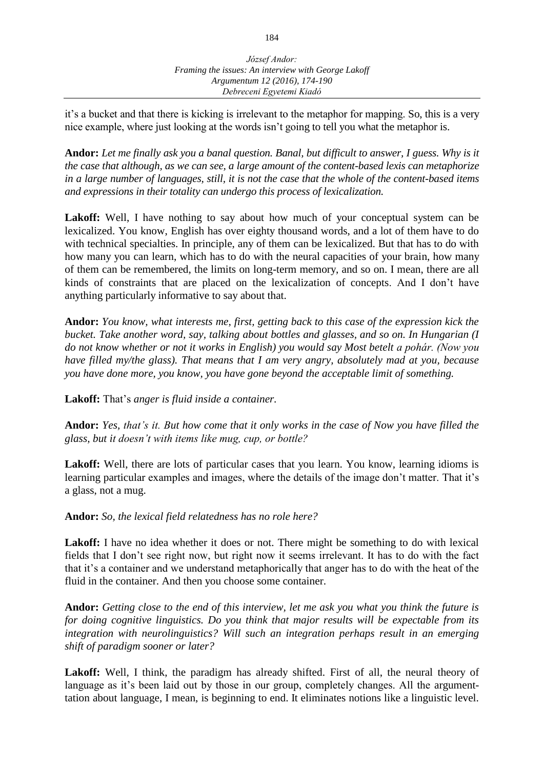it's a bucket and that there is kicking is irrelevant to the metaphor for mapping. So, this is a very nice example, where just looking at the words isn't going to tell you what the metaphor is.

**Andor:** *Let me finally ask you a banal question. Banal, but difficult to answer, I guess. Why is it the case that although, as we can see, a large amount of the content-based lexis can metaphorize in a large number of languages, still, it is not the case that the whole of the content-based items and expressions in their totality can undergo this process of lexicalization.*

**Lakoff:** Well, I have nothing to say about how much of your conceptual system can be lexicalized. You know, English has over eighty thousand words, and a lot of them have to do with technical specialties. In principle, any of them can be lexicalized. But that has to do with how many you can learn, which has to do with the neural capacities of your brain, how many of them can be remembered, the limits on long-term memory, and so on. I mean, there are all kinds of constraints that are placed on the lexicalization of concepts. And I don't have anything particularly informative to say about that.

**Andor:** *You know, what interests me, first, getting back to this case of the expression kick the bucket. Take another word, say, talking about bottles and glasses, and so on. In Hungarian (I do not know whether or not it works in English) you would say Most betelt a pohár. (Now you have filled my/the glass). That means that I am very angry, absolutely mad at you, because you have done more, you know, you have gone beyond the acceptable limit of something.*

**Lakoff:** That's *anger is fluid inside a container.*

**Andor:** *Yes, that's it. But how come that it only works in the case of Now you have filled the glass, but it doesn't with items like mug, cup, or bottle?*

**Lakoff:** Well, there are lots of particular cases that you learn. You know, learning idioms is learning particular examples and images, where the details of the image don't matter. That it's a glass, not a mug.

**Andor:** *So, the lexical field relatedness has no role here?*

**Lakoff:** I have no idea whether it does or not. There might be something to do with lexical fields that I don't see right now, but right now it seems irrelevant. It has to do with the fact that it's a container and we understand metaphorically that anger has to do with the heat of the fluid in the container. And then you choose some container.

**Andor:** *Getting close to the end of this interview, let me ask you what you think the future is for doing cognitive linguistics. Do you think that major results will be expectable from its integration with neurolinguistics? Will such an integration perhaps result in an emerging shift of paradigm sooner or later?*

**Lakoff:** Well, I think, the paradigm has already shifted. First of all, the neural theory of language as it's been laid out by those in our group, completely changes. All the argument-tation about language, I mean, is beginning to end. It eliminates notions like a linguistic level.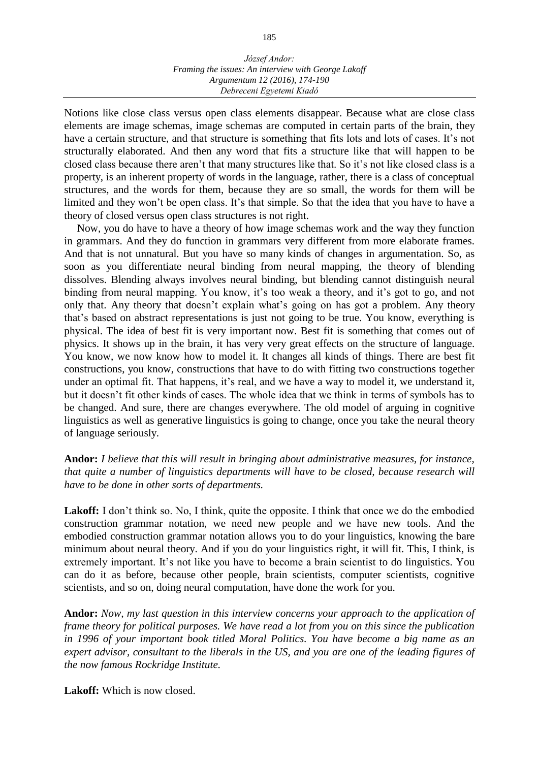Notions like close class versus open class elements disappear. Because what are close class elements are image schemas, image schemas are computed in certain parts of the brain, they have a certain structure, and that structure is something that fits lots and lots of cases. It's not structurally elaborated. And then any word that fits a structure like that will happen to be closed class because there aren't that many structures like that. So it's not like closed class is a property, is an inherent property of words in the language, rather, there is a class of conceptual structures, and the words for them, because they are so small, the words for them will be limited and they won't be open class. It's that simple. So that the idea that you have to have a theory of closed versus open class structures is not right.

Now, you do have to have a theory of how image schemas work and the way they function in grammars. And they do function in grammars very different from more elaborate frames. And that is not unnatural. But you have so many kinds of changes in argumentation. So, as soon as you differentiate neural binding from neural mapping, the theory of blending dissolves. Blending always involves neural binding, but blending cannot distinguish neural binding from neural mapping. You know, it's too weak a theory, and it's got to go, and not only that. Any theory that doesn't explain what's going on has got a problem. Any theory that's based on abstract representations is just not going to be true. You know, everything is physical. The idea of best fit is very important now. Best fit is something that comes out of physics. It shows up in the brain, it has very very great effects on the structure of language. You know, we now know how to model it. It changes all kinds of things. There are best fit constructions, you know, constructions that have to do with fitting two constructions together under an optimal fit. That happens, it's real, and we have a way to model it, we understand it, but it doesn't fit other kinds of cases. The whole idea that we think in terms of symbols has to be changed. And sure, there are changes everywhere. The old model of arguing in cognitive linguistics as well as generative linguistics is going to change, once you take the neural theory of language seriously.

**Andor:** *I believe that this will result in bringing about administrative measures, for instance, that quite a number of linguistics departments will have to be closed, because research will have to be done in other sorts of departments.*

**Lakoff:** I don't think so. No, I think, quite the opposite. I think that once we do the embodied construction grammar notation, we need new people and we have new tools. And the embodied construction grammar notation allows you to do your linguistics, knowing the bare minimum about neural theory. And if you do your linguistics right, it will fit. This, I think, is extremely important. It's not like you have to become a brain scientist to do linguistics. You can do it as before, because other people, brain scientists, computer scientists, cognitive scientists, and so on, doing neural computation, have done the work for you.

**Andor:** *Now, my last question in this interview concerns your approach to the application of frame theory for political purposes. We have read a lot from you on this since the publication in 1996 of your important book titled Moral Politics. You have become a big name as an expert advisor, consultant to the liberals in the US, and you are one of the leading figures of the now famous Rockridge Institute.*

**Lakoff:** Which is now closed.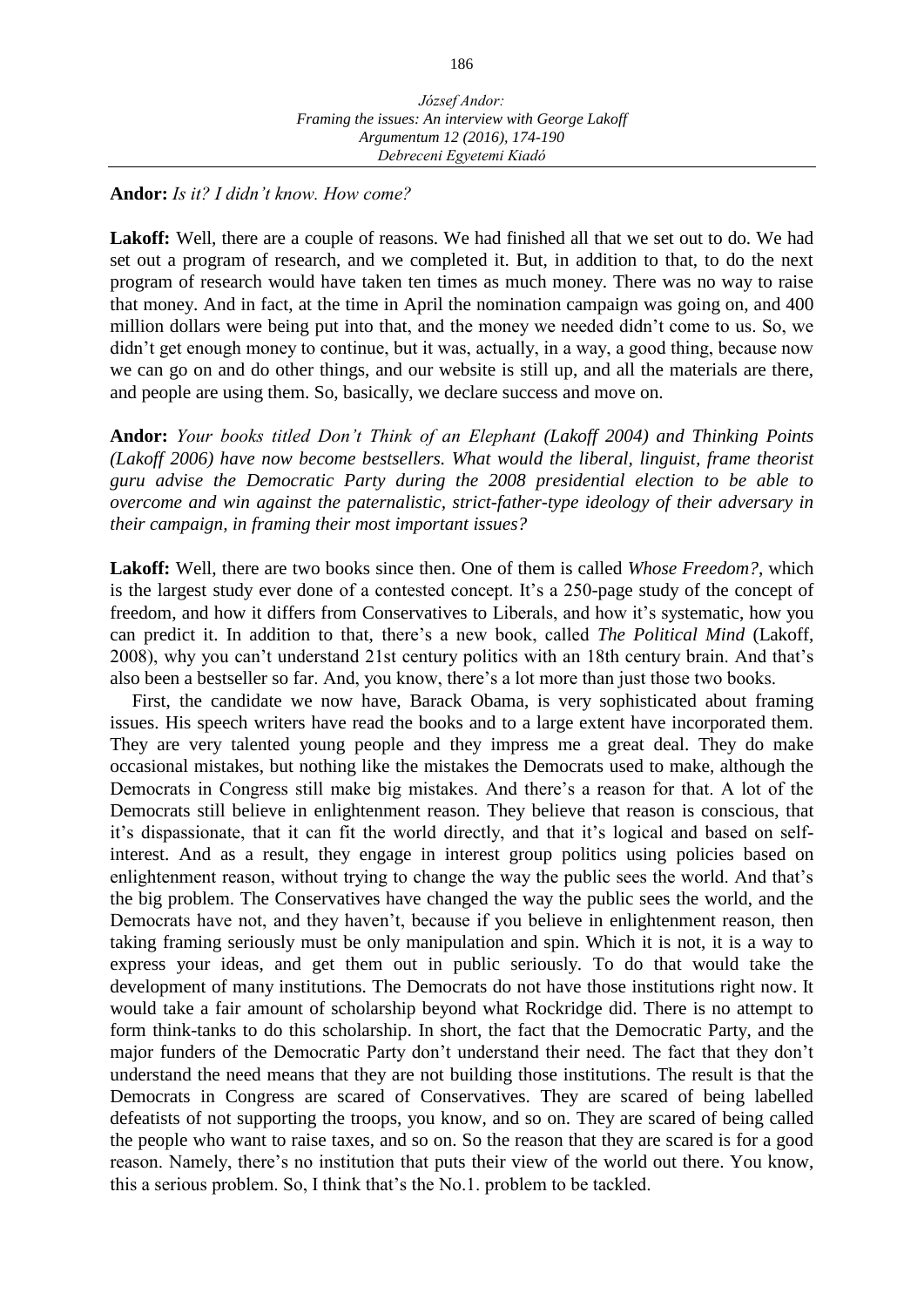**Andor:** *Is it? I didn't know. How come?*

**Lakoff:** Well, there are a couple of reasons. We had finished all that we set out to do. We had set out a program of research, and we completed it. But, in addition to that, to do the next program of research would have taken ten times as much money. There was no way to raise that money. And in fact, at the time in April the nomination campaign was going on, and 400 million dollars were being put into that, and the money we needed didn't come to us. So, we didn't get enough money to continue, but it was, actually, in a way, a good thing, because now we can go on and do other things, and our website is still up, and all the materials are there, and people are using them. So, basically, we declare success and move on.

**Andor:** *Your books titled Don't Think of an Elephant (Lakoff 2004) and Thinking Points (Lakoff 2006) have now become bestsellers. What would the liberal, linguist, frame theorist guru advise the Democratic Party during the 2008 presidential election to be able to overcome and win against the paternalistic, strict-father-type ideology of their adversary in their campaign, in framing their most important issues?*

**Lakoff:** Well, there are two books since then. One of them is called *Whose Freedom?*, which is the largest study ever done of a contested concept. It's a 250-page study of the concept of freedom, and how it differs from Conservatives to Liberals, and how it's systematic, how you can predict it. In addition to that, there's a new book, called *The Political Mind* (Lakoff, 2008), why you can't understand 21st century politics with an 18th century brain. And that's also been a bestseller so far. And, you know, there's a lot more than just those two books.

First, the candidate we now have, Barack Obama, is very sophisticated about framing issues. His speech writers have read the books and to a large extent have incorporated them. They are very talented young people and they impress me a great deal. They do make occasional mistakes, but nothing like the mistakes the Democrats used to make, although the Democrats in Congress still make big mistakes. And there's a reason for that. A lot of the Democrats still believe in enlightenment reason. They believe that reason is conscious, that it's dispassionate, that it can fit the world directly, and that it's logical and based on self-interest. And as a result, they engage in interest group politics using policies based on enlightenment reason, without trying to change the way the public sees the world. And that's the big problem. The Conservatives have changed the way the public sees the world, and the Democrats have not, and they haven't, because if you believe in enlightenment reason, then taking framing seriously must be only manipulation and spin. Which it is not, it is a way to express your ideas, and get them out in public seriously. To do that would take the development of many institutions. The Democrats do not have those institutions right now. It would take a fair amount of scholarship beyond what Rockridge did. There is no attempt to form think-tanks to do this scholarship. In short, the fact that the Democratic Party, and the major funders of the Democratic Party don't understand their need. The fact that they don't understand the need means that they are not building those institutions. The result is that the Democrats in Congress are scared of Conservatives. They are scared of being labelled defeatists of not supporting the troops, you know, and so on. They are scared of being called the people who want to raise taxes, and so on. So the reason that they are scared is for a good reason. Namely, there's no institution that puts their view of the world out there. You know, this a serious problem. So, I think that's the No.1. problem to be tackled.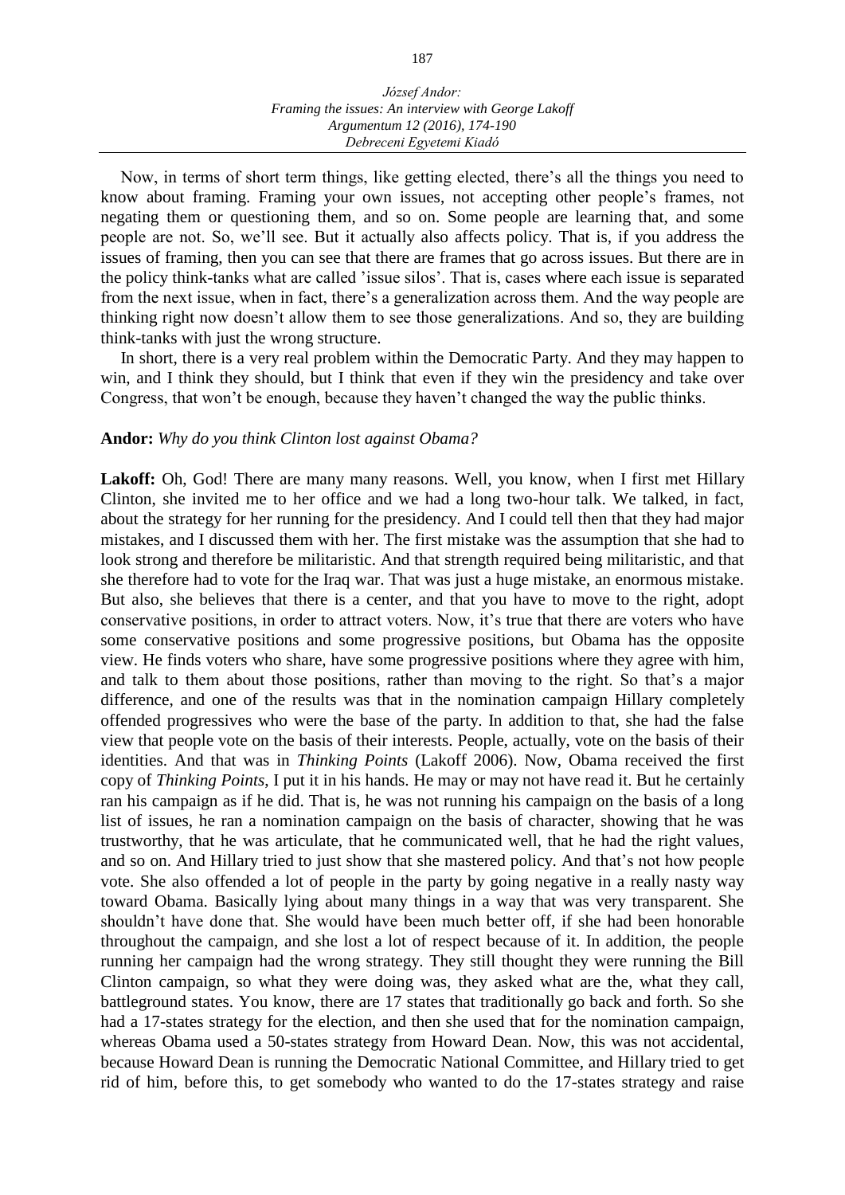Now, in terms of short term things, like getting elected, there's all the things you need to know about framing. Framing your own issues, not accepting other people's frames, not negating them or questioning them, and so on. Some people are learning that, and some people are not. So, we'll see. But it actually also affects policy. That is, if you address the issues of framing, then you can see that there are frames that go across issues. But there are in the policy think-tanks what are called 'issue silos'. That is, cases where each issue is separated from the next issue, when in fact, there's a generalization across them. And the way people are thinking right now doesn't allow them to see those generalizations. And so, they are building think-tanks with just the wrong structure.

In short, there is a very real problem within the Democratic Party. And they may happen to win, and I think they should, but I think that even if they win the presidency and take over Congress, that won't be enough, because they haven't changed the way the public thinks.

**Andor:** *Why do you think Clinton lost against Obama?*

**Lakoff:** Oh, God! There are many many reasons. Well, you know, when I first met Hillary Clinton, she invited me to her office and we had a long two-hour talk. We talked, in fact, about the strategy for her running for the presidency. And I could tell then that they had major mistakes, and I discussed them with her. The first mistake was the assumption that she had to look strong and therefore be militaristic. And that strength required being militaristic, and that she therefore had to vote for the Iraq war. That was just a huge mistake, an enormous mistake. But also, she believes that there is a center, and that you have to move to the right, adopt conservative positions, in order to attract voters. Now, it's true that there are voters who have some conservative positions and some progressive positions, but Obama has the opposite view. He finds voters who share, have some progressive positions where they agree with him, and talk to them about those positions, rather than moving to the right. So that's a major difference, and one of the results was that in the nomination campaign Hillary completely offended progressives who were the base of the party. In addition to that, she had the false view that people vote on the basis of their interests. People, actually, vote on the basis of their identities. And that was in *Thinking Points* (Lakoff 2006). Now, Obama received the first copy of *Thinking Points*, I put it in his hands. He may or may not have read it. But he certainly ran his campaign as if he did. That is, he was not running his campaign on the basis of a long list of issues, he ran a nomination campaign on the basis of character, showing that he was trustworthy, that he was articulate, that he communicated well, that he had the right values, and so on. And Hillary tried to just show that she mastered policy. And that's not how people vote. She also offended a lot of people in the party by going negative in a really nasty way toward Obama. Basically lying about many things in a way that was very transparent. She shouldn't have done that. She would have been much better off, if she had been honorable throughout the campaign, and she lost a lot of respect because of it. In addition, the people running her campaign had the wrong strategy. They still thought they were running the Bill Clinton campaign, so what they were doing was, they asked what are the, what they call, battleground states. You know, there are 17 states that traditionally go back and forth. So she had a 17-states strategy for the election, and then she used that for the nomination campaign, whereas Obama used a 50-states strategy from Howard Dean. Now, this was not accidental, because Howard Dean is running the Democratic National Committee, and Hillary tried to get rid of him, before this, to get somebody who wanted to do the 17-states strategy and raise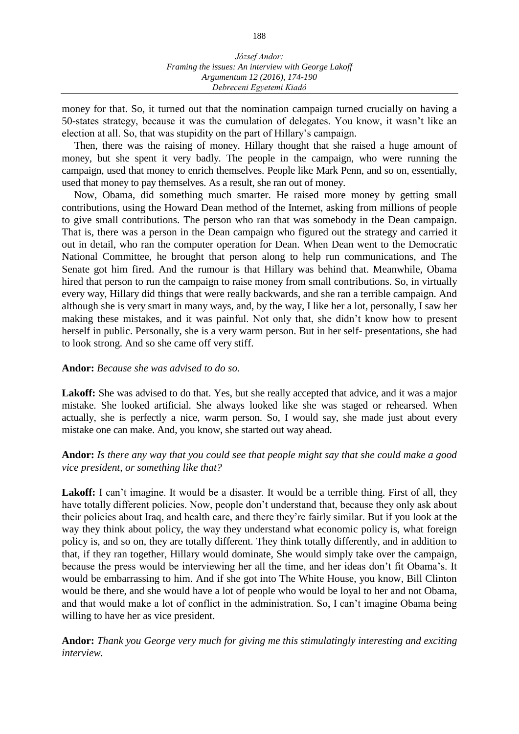money for that. So, it turned out that the nomination campaign turned crucially on having a 50-states strategy, because it was the cumulation of delegates. You know, it wasn't like an election at all. So, that was stupidity on the part of Hillary's campaign.

Then, there was the raising of money. Hillary thought that she raised a huge amount of money, but she spent it very badly. The people in the campaign, who were running the campaign, used that money to enrich themselves. People like Mark Penn, and so on, essentially, used that money to pay themselves. As a result, she ran out of money.

Now, Obama, did something much smarter. He raised more money by getting small contributions, using the Howard Dean method of the Internet, asking from millions of people to give small contributions. The person who ran that was somebody in the Dean campaign. That is, there was a person in the Dean campaign who figured out the strategy and carried it out in detail, who ran the computer operation for Dean. When Dean went to the Democratic National Committee, he brought that person along to help run communications, and The Senate got him fired. And the rumour is that Hillary was behind that. Meanwhile, Obama hired that person to run the campaign to raise money from small contributions. So, in virtually every way, Hillary did things that were really backwards, and she ran a terrible campaign. And although she is very smart in many ways, and, by the way, I like her a lot, personally, I saw her making these mistakes, and it was painful. Not only that, she didn't know how to present herself in public. Personally, she is a very warm person. But in her self- presentations, she had to look strong. And so she came off very stiff.

**Andor:** *Because she was advised to do so.*

**Lakoff:** She was advised to do that. Yes, but she really accepted that advice, and it was a major mistake. She looked artificial. She always looked like she was staged or rehearsed. When actually, she is perfectly a nice, warm person. So, I would say, she made just about every mistake one can make. And, you know, she started out way ahead.

**Andor:** *Is there any way that you could see that people might say that she could make a good vice president, or something like that?*

**Lakoff:** I can't imagine. It would be a disaster. It would be a terrible thing. First of all, they have totally different policies. Now, people don't understand that, because they only ask about their policies about Iraq, and health care, and there they're fairly similar. But if you look at the way they think about policy, the way they understand what economic policy is, what foreign policy is, and so on, they are totally different. They think totally differently, and in addition to that, if they ran together, Hillary would dominate, She would simply take over the campaign, because the press would be interviewing her all the time, and her ideas don't fit Obama's. It would be embarrassing to him. And if she got into The White House, you know, Bill Clinton would be there, and she would have a lot of people who would be loyal to her and not Obama, and that would make a lot of conflict in the administration. So, I can't imagine Obama being willing to have her as vice president.

**Andor:** *Thank you George very much for giving me this stimulatingly interesting and exciting interview.*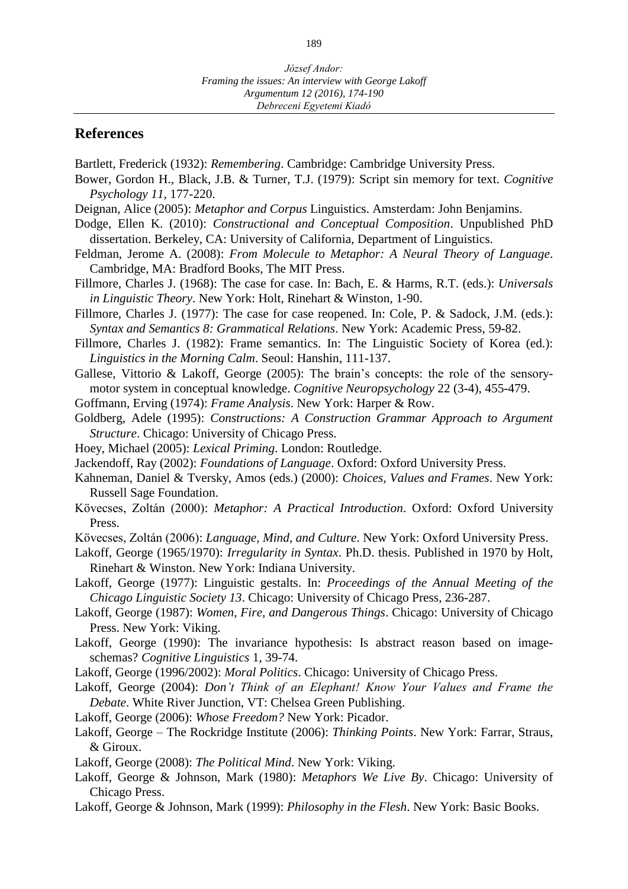## References

Bartlett, Frederick (1932): *Remembering*. Cambridge: Cambridge University Press.

Bower, Gordon H., Black, J.B. & Turner, T.J. (1979): Script sin memory for text. *Cognitive Psychology 11*, 177-220.

Deignan, Alice (2005): *Metaphor and Corpus* Linguistics. Amsterdam: John Benjamins.

Dodge, Ellen K. (2010): *Constructional and Conceptual Composition*. Unpublished PhD dissertation. Berkeley, CA: University of California, Department of Linguistics.

Feldman, Jerome A. (2008): *From Molecule to Metaphor: A Neural Theory of Language*. Cambridge, MA: Bradford Books, The MIT Press.

Fillmore, Charles J. (1968): The case for case. In: Bach, E. & Harms, R.T. (eds.): *Universals in Linguistic Theory*. New York: Holt, Rinehart & Winston, 1-90.

Fillmore, Charles J. (1977): The case for case reopened. In: Cole, P. & Sadock, J.M. (eds.): *Syntax and Semantics 8: Grammatical Relations*. New York: Academic Press, 59-82.

Fillmore, Charles J. (1982): Frame semantics. In: The Linguistic Society of Korea (ed.): *Linguistics in the Morning Calm*. Seoul: Hanshin, 111-137.

Gallese, Vittorio & Lakoff, George (2005): The brain's concepts: the role of the sensory-motor system in conceptual knowledge. *Cognitive Neuropsychology* 22 (3-4), 455-479.

Goffmann, Erving (1974): *Frame Analysis*. New York: Harper & Row.

Goldberg, Adele (1995): *Constructions: A Construction Grammar Approach to Argument Structure*. Chicago: University of Chicago Press.

Hoey, Michael (2005): *Lexical Priming*. London: Routledge.

Jackendoff, Ray (2002): *Foundations of Language*. Oxford: Oxford University Press.

Kahneman, Daniel & Tversky, Amos (eds.) (2000): *Choices, Values and Frames*. New York: Russell Sage Foundation.

Kövecses, Zoltán (2000): *Metaphor: A Practical Introduction*. Oxford: Oxford University Press.

Kövecses, Zoltán (2006): *Language, Mind, and Culture*. New York: Oxford University Press.

Lakoff, George (1965/1970): *Irregularity in Syntax*. Ph.D. thesis. Published in 1970 by Holt, Rinehart & Winston. New York: Indiana University.

Lakoff, George (1977): Linguistic gestalts. In: *Proceedings of the Annual Meeting of the Chicago Linguistic Society 13*. Chicago: University of Chicago Press, 236-287.

Lakoff, George (1987): *Women, Fire, and Dangerous Things*. Chicago: University of Chicago Press. New York: Viking.

Lakoff, George (1990): The invariance hypothesis: Is abstract reason based on image-schemas? *Cognitive Linguistics* 1, 39-74.

Lakoff, George (1996/2002): *Moral Politics*. Chicago: University of Chicago Press.

Lakoff, George (2004): *Don't Think of an Elephant! Know Your Values and Frame the Debate*. White River Junction, VT: Chelsea Green Publishing.

Lakoff, George (2006): *Whose Freedom?* New York: Picador.

Lakoff, George – The Rockridge Institute (2006): *Thinking Points*. New York: Farrar, Straus, & Giroux.

Lakoff, George (2008): *The Political Mind*. New York: Viking.

Lakoff, George & Johnson, Mark (1980): *Metaphors We Live By*. Chicago: University of Chicago Press.

Lakoff, George & Johnson, Mark (1999): *Philosophy in the Flesh*. New York: Basic Books.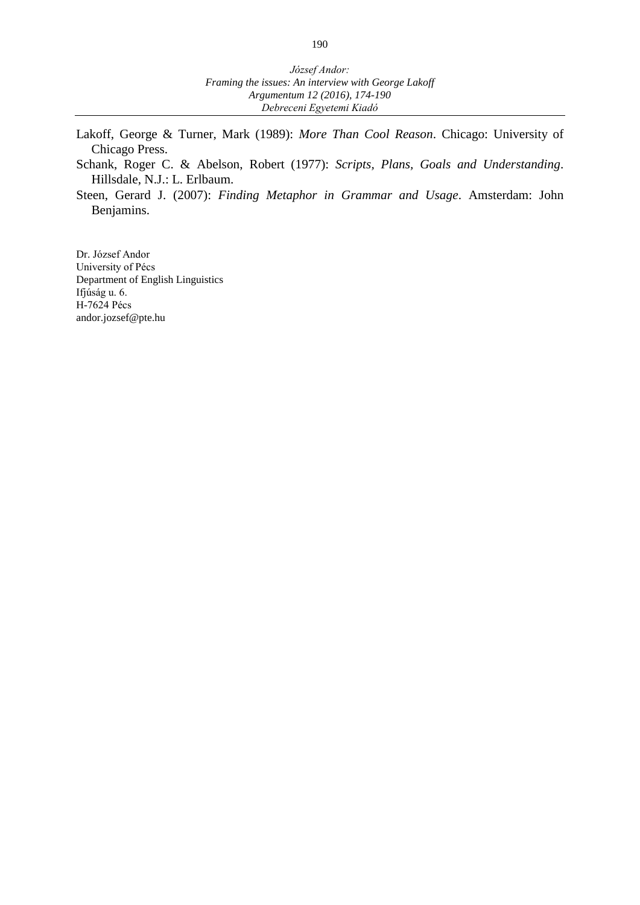Lakoff, George & Turner, Mark (1989): *More Than Cool Reason*. Chicago: University of Chicago Press.

Schank, Roger C. & Abelson, Robert (1977): *Scripts, Plans, Goals and Understanding*. Hillsdale, N.J.: L. Erlbaum.

Steen, Gerard J. (2007): *Finding Metaphor in Grammar and Usage*. Amsterdam: John Benjamins.

Dr. József Andor
University of Pécs
Department of English Linguistics
Ifjúság u. 6.
H-7624 Pécs
andor.jozsef@pte.hu